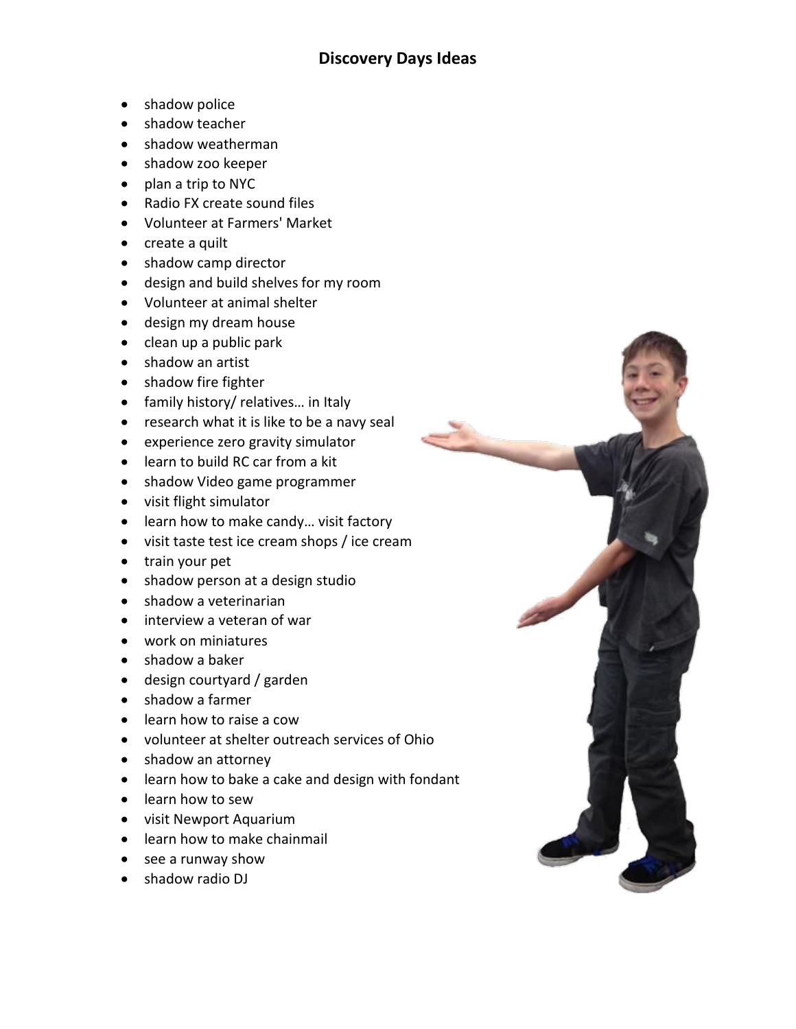# Discovery Days Ideas

- shadow police
- shadow teacher
- shadow weatherman
- shadow zoo keeper
- plan a trip to NYC
- Radio FX create sound files
- Volunteer at Farmers' Market
- create a quilt
- shadow camp director
- design and build shelves for my room
- Volunteer at animal shelter
- design my dream house
- clean up a public park
- shadow an artist
- shadow fire fighter
- family history/ relatives… in Italy
- research what it is like to be a navy seal
- experience zero gravity simulator
- learn to build RC car from a kit
- shadow Video game programmer
- visit flight simulator
- learn how to make candy… visit factory
- visit taste test ice cream shops / ice cream
- train your pet
- shadow person at a design studio
- shadow a veterinarian
- interview a veteran of war
- work on miniatures
- shadow a baker
- design courtyard / garden
- shadow a farmer
- learn how to raise a cow
- volunteer at shelter outreach services of Ohio
- shadow an attorney
- learn how to bake a cake and design with fondant
- learn how to sew
- visit Newport Aquarium
- learn how to make chainmail
- see a runway show
- shadow radio DJ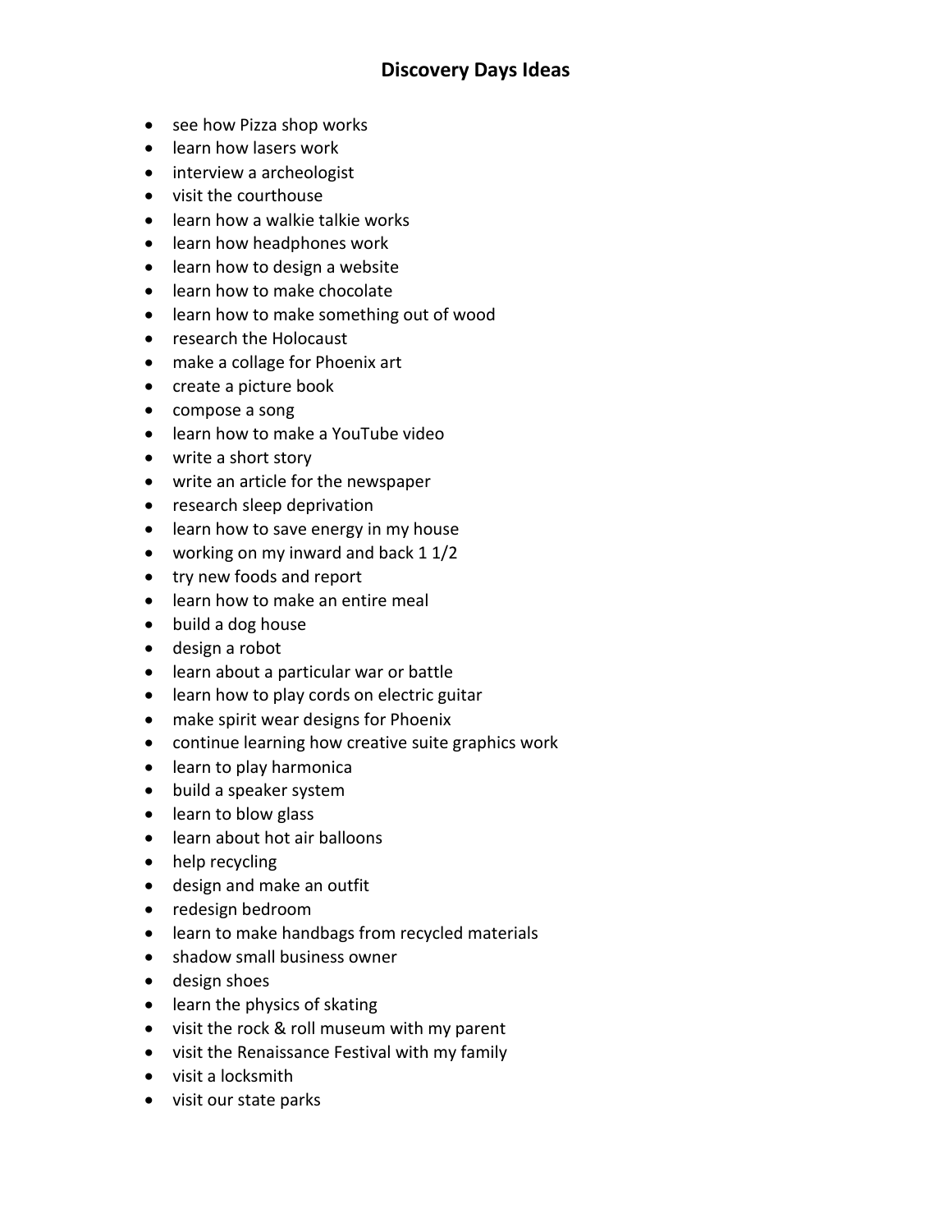# Discovery Days Ideas

- see how Pizza shop works
- learn how lasers work
- interview a archeologist
- visit the courthouse
- learn how a walkie talkie works
- learn how headphones work
- learn how to design a website
- learn how to make chocolate
- learn how to make something out of wood
- research the Holocaust
- make a collage for Phoenix art
- create a picture book
- compose a song
- learn how to make a YouTube video
- write a short story
- write an article for the newspaper
- research sleep deprivation
- learn how to save energy in my house
- working on my inward and back 1 1/2
- try new foods and report
- learn how to make an entire meal
- build a dog house
- design a robot
- learn about a particular war or battle
- learn how to play cords on electric guitar
- make spirit wear designs for Phoenix
- continue learning how creative suite graphics work
- learn to play harmonica
- build a speaker system
- learn to blow glass
- learn about hot air balloons
- help recycling
- design and make an outfit
- redesign bedroom
- learn to make handbags from recycled materials
- shadow small business owner
- design shoes
- learn the physics of skating
- visit the rock & roll museum with my parent
- visit the Renaissance Festival with my family
- visit a locksmith
- visit our state parks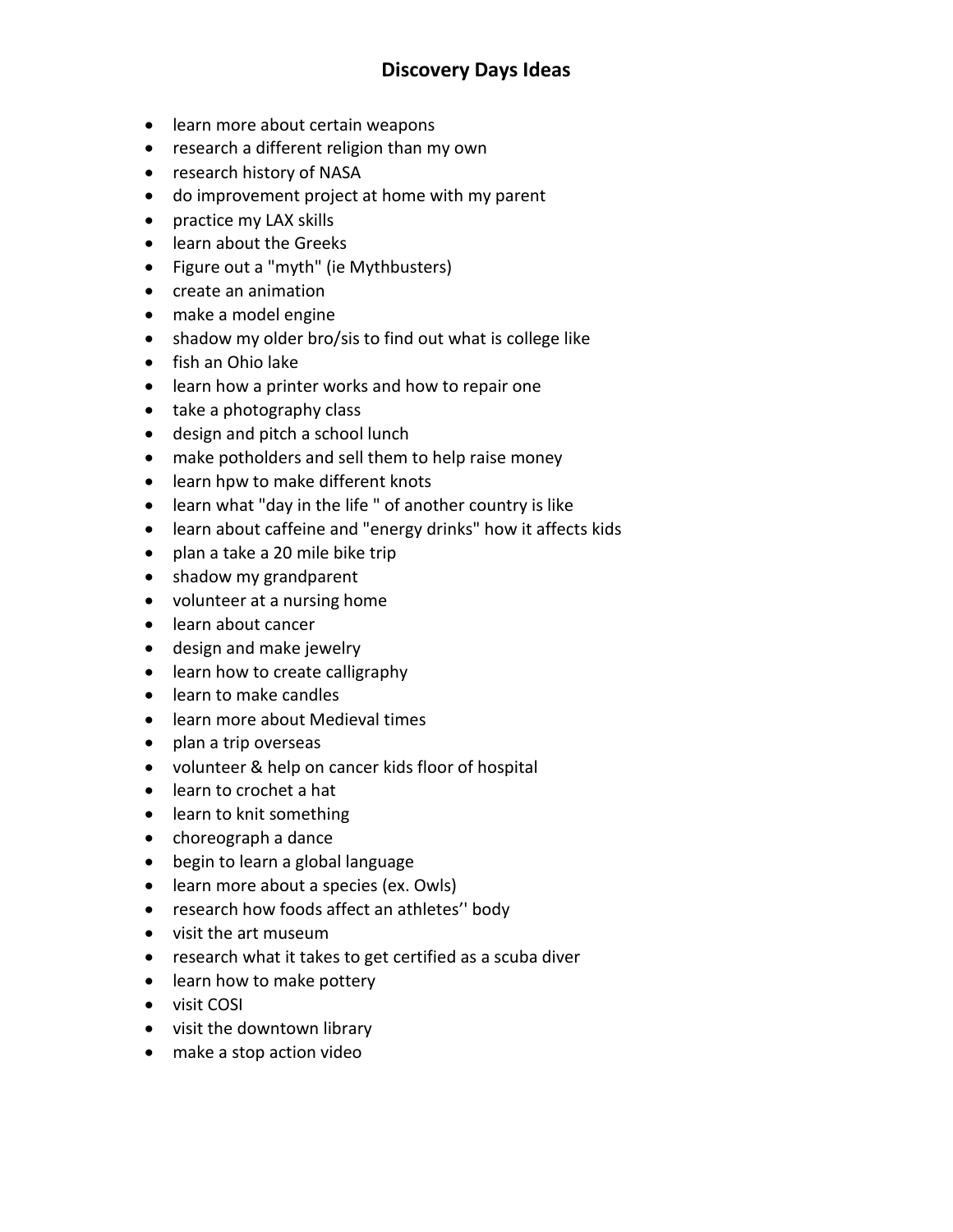# Discovery Days Ideas

- learn more about certain weapons
- research a different religion than my own
- research history of NASA
- do improvement project at home with my parent
- practice my LAX skills
- learn about the Greeks
- Figure out a "myth" (ie Mythbusters)
- create an animation
- make a model engine
- shadow my older bro/sis to find out what is college like
- fish an Ohio lake
- learn how a printer works and how to repair one
- take a photography class
- design and pitch a school lunch
- make potholders and sell them to help raise money
- learn hpw to make different knots
- learn what "day in the life " of another country is like
- learn about caffeine and "energy drinks" how it affects kids
- plan a take a 20 mile bike trip
- shadow my grandparent
- volunteer at a nursing home
- learn about cancer
- design and make jewelry
- learn how to create calligraphy
- learn to make candles
- learn more about Medieval times
- plan a trip overseas
- volunteer & help on cancer kids floor of hospital
- learn to crochet a hat
- learn to knit something
- choreograph a dance
- begin to learn a global language
- learn more about a species (ex. Owls)
- research how foods affect an athletes'' body
- visit the art museum
- research what it takes to get certified as a scuba diver
- learn how to make pottery
- visit COSI
- visit the downtown library
- make a stop action video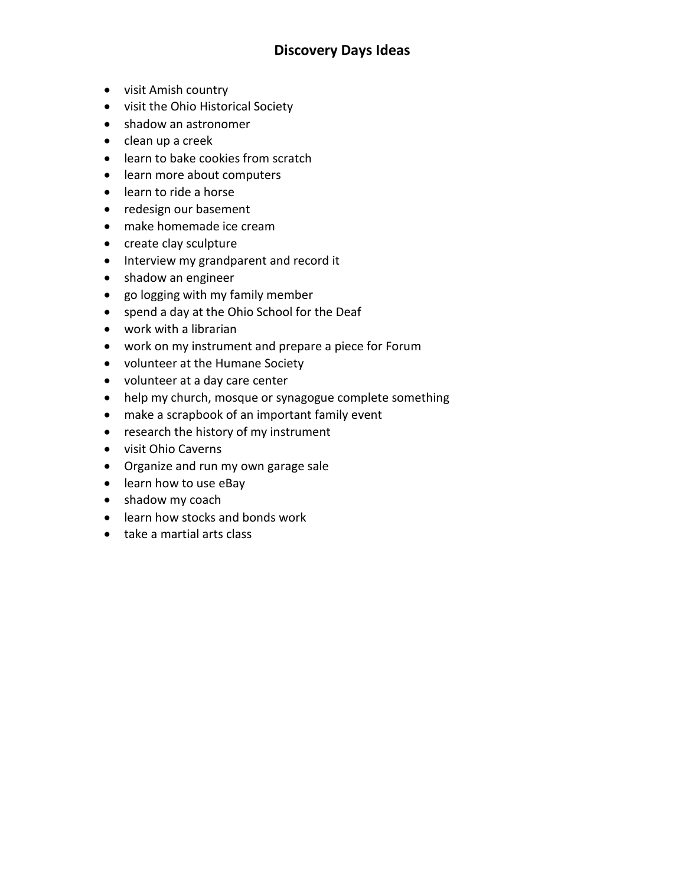## Discovery Days Ideas

- visit Amish country
- visit the Ohio Historical Society
- shadow an astronomer
- clean up a creek
- learn to bake cookies from scratch
- learn more about computers
- learn to ride a horse
- redesign our basement
- make homemade ice cream
- create clay sculpture
- Interview my grandparent and record it
- shadow an engineer
- go logging with my family member
- spend a day at the Ohio School for the Deaf
- work with a librarian
- work on my instrument and prepare a piece for Forum
- volunteer at the Humane Society
- volunteer at a day care center
- help my church, mosque or synagogue complete something
- make a scrapbook of an important family event
- research the history of my instrument
- visit Ohio Caverns
- Organize and run my own garage sale
- learn how to use eBay
- shadow my coach
- learn how stocks and bonds work
- take a martial arts class